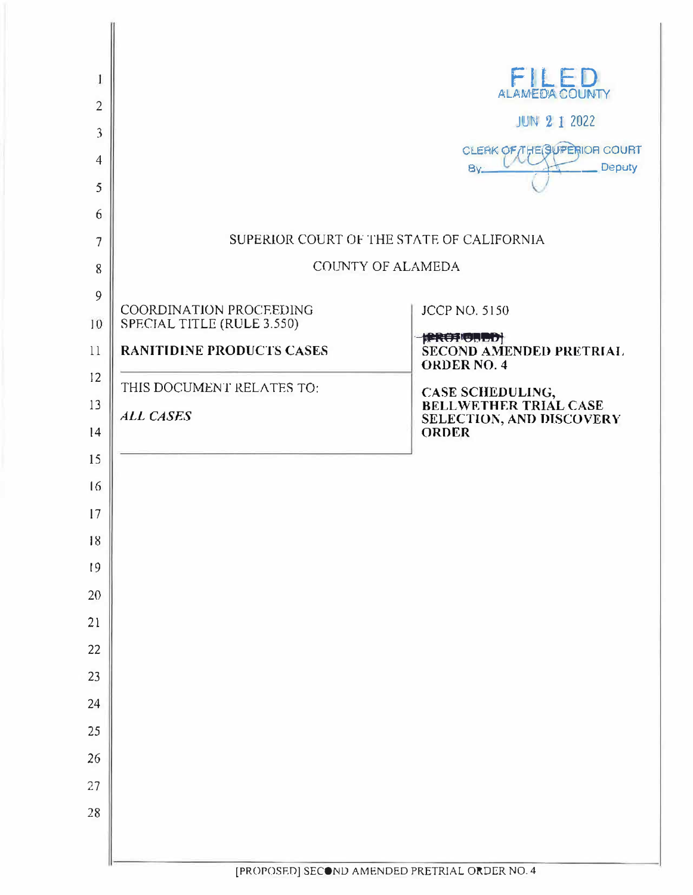FILED
ALAMEDA COUNTY

JUN 2 1 2022

CLERK OF THE SUPERIOR COURT
By _______________ Deputy

SUPERIOR COURT OF THE STATE OF CALIFORNIA

COUNTY OF ALAMEDA

| COORDINATION PROCEEDING SPECIAL TITLE (RULE 3.550)<br><br>**RANITIDINE PRODUCTS CASES** | JCCP NO. 5150<br><br>~~[PROPOSED]~~<br>**SECOND AMENDED PRETRIAL ORDER NO. 4** |
|---|---|
| THIS DOCUMENT RELATES TO:<br><br>*ALL CASES* | **CASE SCHEDULING, BELLWETHER TRIAL CASE SELECTION, AND DISCOVERY ORDER** |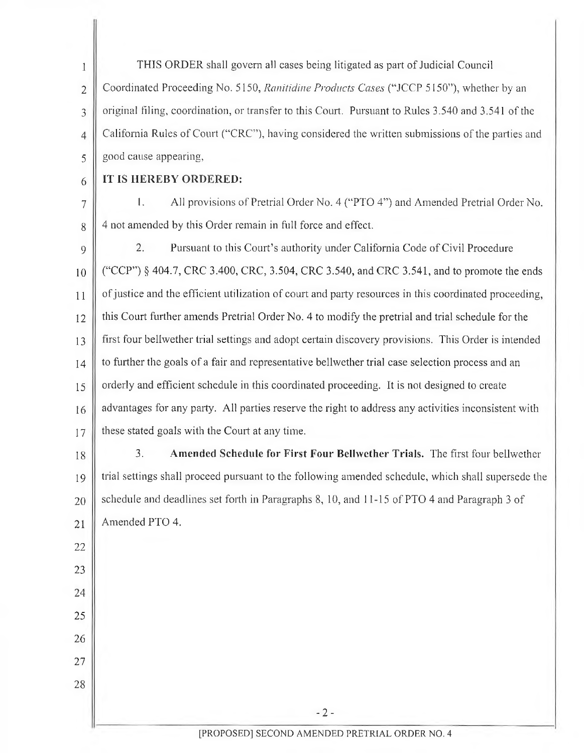THIS ORDER shall govern all cases being litigated as part of Judicial Council Coordinated Proceeding No. 5150, *Ranitidine Products Cases* ("JCCP 5150"), whether by an original filing, coordination, or transfer to this Court. Pursuant to Rules 3.540 and 3.541 of the California Rules of Court ("CRC"), having considered the written submissions of the parties and good cause appearing,

**IT IS HEREBY ORDERED:**

1. All provisions of Pretrial Order No. 4 ("PTO 4") and Amended Pretrial Order No. 4 not amended by this Order remain in full force and effect.

2. Pursuant to this Court's authority under California Code of Civil Procedure ("CCP") § 404.7, CRC 3.400, CRC, 3.504, CRC 3.540, and CRC 3.541, and to promote the ends of justice and the efficient utilization of court and party resources in this coordinated proceeding, this Court further amends Pretrial Order No. 4 to modify the pretrial and trial schedule for the first four bellwether trial settings and adopt certain discovery provisions. This Order is intended to further the goals of a fair and representative bellwether trial case selection process and an orderly and efficient schedule in this coordinated proceeding. It is not designed to create advantages for any party. All parties reserve the right to address any activities inconsistent with these stated goals with the Court at any time.

3. **Amended Schedule for First Four Bellwether Trials.** The first four bellwether trial settings shall proceed pursuant to the following amended schedule, which shall supersede the schedule and deadlines set forth in Paragraphs 8, 10, and 11-15 of PTO 4 and Paragraph 3 of Amended PTO 4.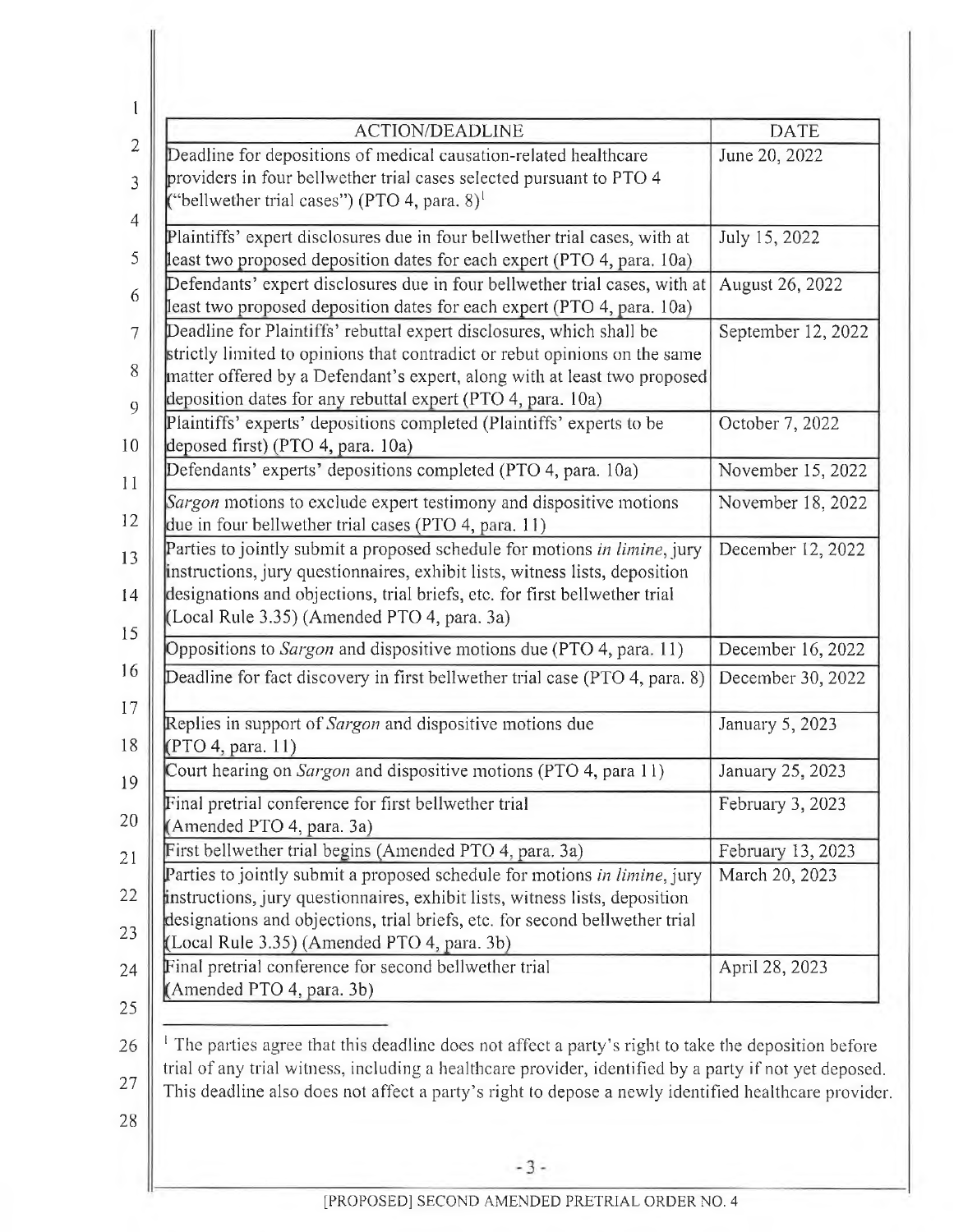| ACTION/DEADLINE | DATE |
| --- | --- |
| Deadline for depositions of medical causation-related healthcare providers in four bellwether trial cases selected pursuant to PTO 4 ("bellwether trial cases") (PTO 4, para. 8)[1] | June 20, 2022 |
| Plaintiffs' expert disclosures due in four bellwether trial cases, with at least two proposed deposition dates for each expert (PTO 4, para. 10a) | July 15, 2022 |
| Defendants' expert disclosures due in four bellwether trial cases, with at least two proposed deposition dates for each expert (PTO 4, para. 10a) | August 26, 2022 |
| Deadline for Plaintiffs' rebuttal expert disclosures, which shall be strictly limited to opinions that contradict or rebut opinions on the same matter offered by a Defendant's expert, along with at least two proposed deposition dates for any rebuttal expert (PTO 4, para. 10a) | September 12, 2022 |
| Plaintiffs' experts' depositions completed (Plaintiffs' experts to be deposed first) (PTO 4, para. 10a) | October 7, 2022 |
| Defendants' experts' depositions completed (PTO 4, para. 10a) | November 15, 2022 |
| *Sargon* motions to exclude expert testimony and dispositive motions due in four bellwether trial cases (PTO 4, para. 11) | November 18, 2022 |
| Parties to jointly submit a proposed schedule for motions *in limine*, jury instructions, jury questionnaires, exhibit lists, witness lists, deposition designations and objections, trial briefs, etc. for first bellwether trial (Local Rule 3.35) (Amended PTO 4, para. 3a) | December 12, 2022 |
| Oppositions to *Sargon* and dispositive motions due (PTO 4, para. 11) | December 16, 2022 |
| Deadline for fact discovery in first bellwether trial case (PTO 4, para. 8) | December 30, 2022 |
| Replies in support of *Sargon* and dispositive motions due (PTO 4, para. 11) | January 5, 2023 |
| Court hearing on *Sargon* and dispositive motions (PTO 4, para 11) | January 25, 2023 |
| Final pretrial conference for first bellwether trial (Amended PTO 4, para. 3a) | February 3, 2023 |
| First bellwether trial begins (Amended PTO 4, para. 3a) | February 13, 2023 |
| Parties to jointly submit a proposed schedule for motions *in limine*, jury instructions, jury questionnaires, exhibit lists, witness lists, deposition designations and objections, trial briefs, etc. for second bellwether trial (Local Rule 3.35) (Amended PTO 4, para. 3b) | March 20, 2023 |
| Final pretrial conference for second bellwether trial (Amended PTO 4, para. 3b) | April 28, 2023 |

[1] The parties agree that this deadline does not affect a party's right to take the deposition before trial of any trial witness, including a healthcare provider, identified by a party if not yet deposed. This deadline also does not affect a party's right to depose a newly identified healthcare provider.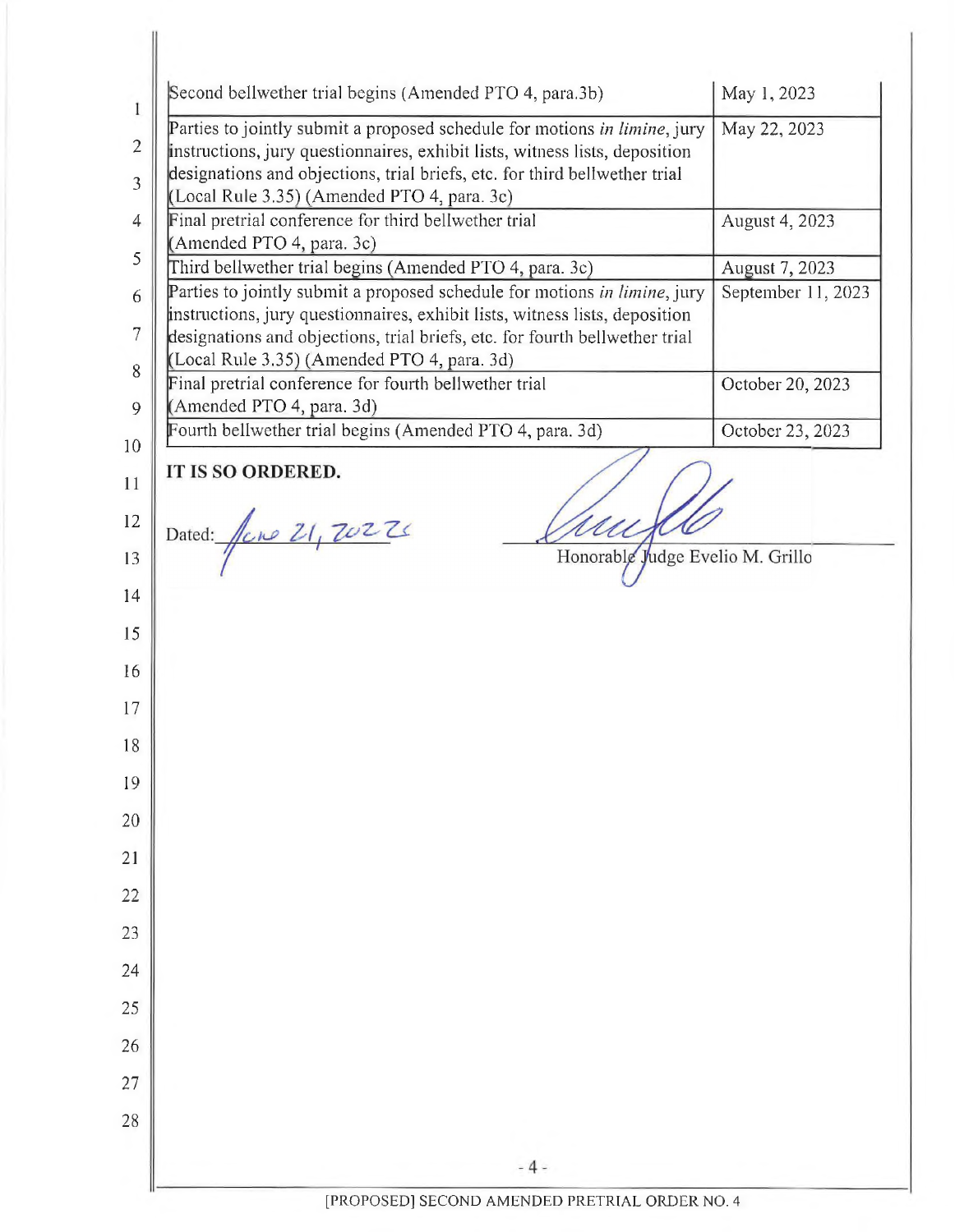| | |
|---|---|
| Second bellwether trial begins (Amended PTO 4, para.3b) | May 1, 2023 |
| Parties to jointly submit a proposed schedule for motions *in limine*, jury instructions, jury questionnaires, exhibit lists, witness lists, deposition designations and objections, trial briefs, etc. for third bellwether trial (Local Rule 3.35) (Amended PTO 4, para. 3c) | May 22, 2023 |
| Final pretrial conference for third bellwether trial (Amended PTO 4, para. 3c) | August 4, 2023 |
| Third bellwether trial begins (Amended PTO 4, para. 3c) | August 7, 2023 |
| Parties to jointly submit a proposed schedule for motions *in limine*, jury instructions, jury questionnaires, exhibit lists, witness lists, deposition designations and objections, trial briefs, etc. for fourth bellwether trial (Local Rule 3.35) (Amended PTO 4, para. 3d) | September 11, 2023 |
| Final pretrial conference for fourth bellwether trial (Amended PTO 4, para. 3d) | October 20, 2023 |
| Fourth bellwether trial begins (Amended PTO 4, para. 3d) | October 23, 2023 |

**IT IS SO ORDERED.**

Dated: June 21, 2022

Honorable Judge Evelio M. Grillo

[PROPOSED] SECOND AMENDED PRETRIAL ORDER NO. 4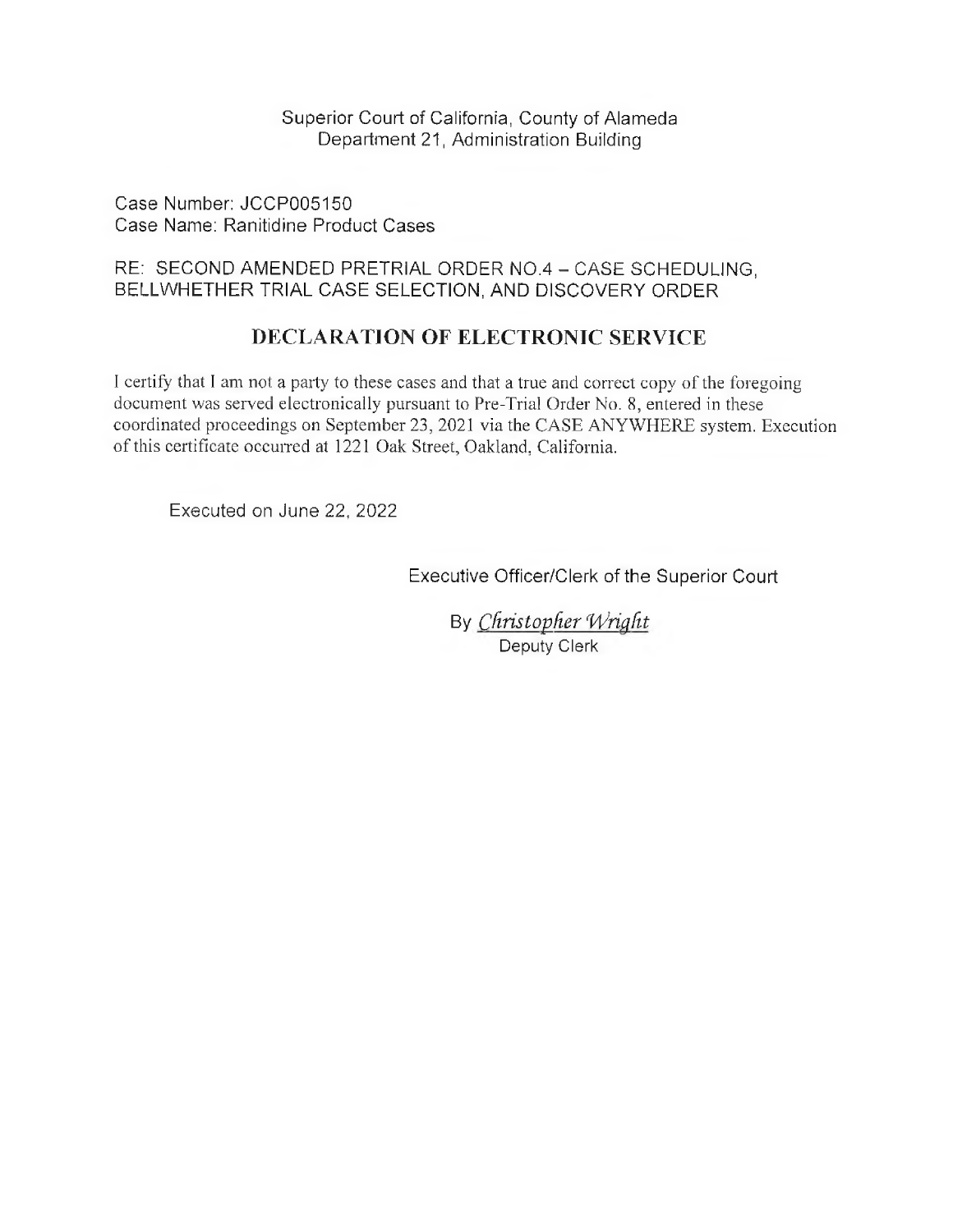Superior Court of California, County of Alameda
Department 21, Administration Building

Case Number: JCCP005150
Case Name: Ranitidine Product Cases

RE: SECOND AMENDED PRETRIAL ORDER NO.4 – CASE SCHEDULING, BELLWHETHER TRIAL CASE SELECTION, AND DISCOVERY ORDER

## DECLARATION OF ELECTRONIC SERVICE

I certify that I am not a party to these cases and that a true and correct copy of the foregoing document was served electronically pursuant to Pre-Trial Order No. 8, entered in these coordinated proceedings on September 23, 2021 via the CASE ANYWHERE system. Execution of this certificate occurred at 1221 Oak Street, Oakland, California.

Executed on June 22, 2022

Executive Officer/Clerk of the Superior Court

By *Christopher Wright*
Deputy Clerk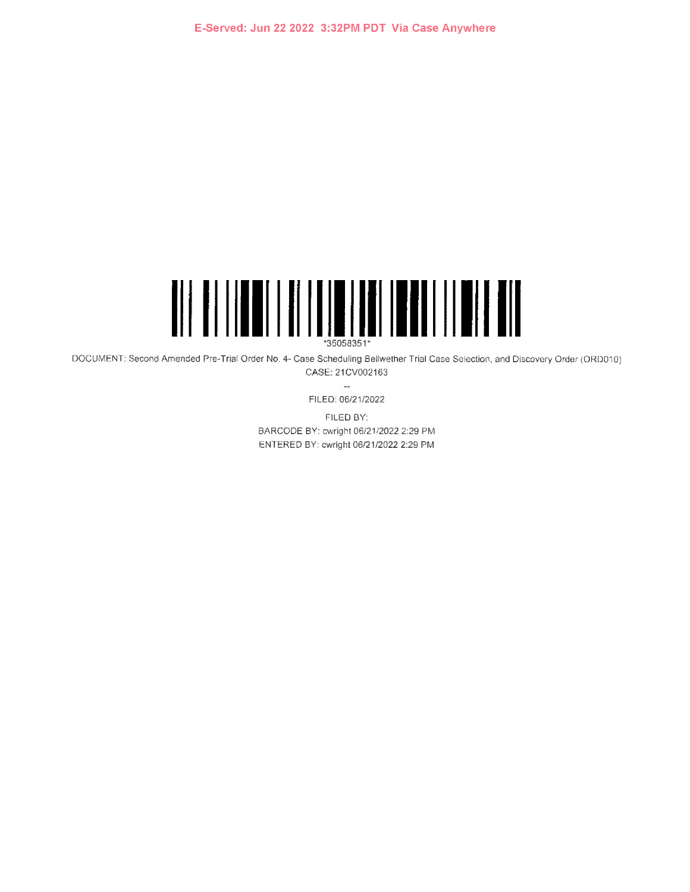E-Served: Jun 22 2022 3:32PM PDT Via Case Anywhere

*35058351*

DOCUMENT: Second Amended Pre-Trial Order No. 4- Case Scheduling Bellwether Trial Case Selection, and Discovery Order (ORD010)

CASE: 21CV002163

--

FILED: 06/21/2022

FILED BY:

BARCODE BY: cwright 06/21/2022 2:29 PM

ENTERED BY: cwright 06/21/2022 2:29 PM